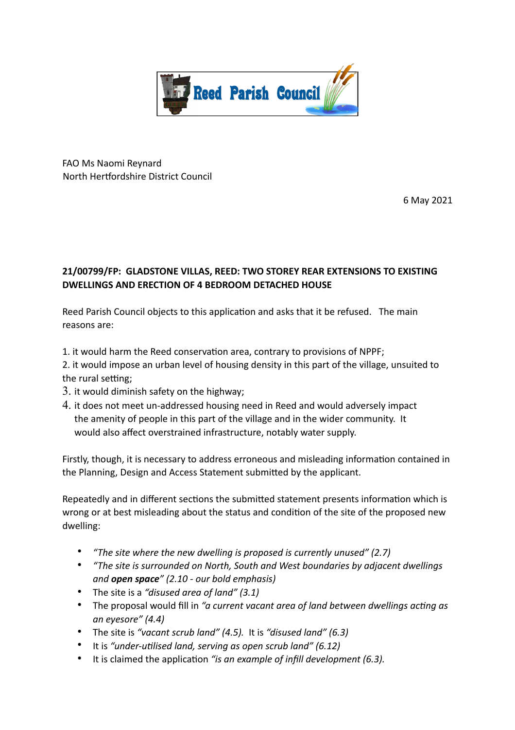Reed Parish Council

FAO Ms Naomi Reynard
North Hertfordshire District Council

6 May 2021

**21/00799/FP: GLADSTONE VILLAS, REED: TWO STOREY REAR EXTENSIONS TO EXISTING DWELLINGS AND ERECTION OF 4 BEDROOM DETACHED HOUSE**

Reed Parish Council objects to this application and asks that it be refused. The main reasons are:

1. it would harm the Reed conservation area, contrary to provisions of NPPF;
2. it would impose an urban level of housing density in this part of the village, unsuited to the rural setting;
3. it would diminish safety on the highway;
4. it does not meet un-addressed housing need in Reed and would adversely impact the amenity of people in this part of the village and in the wider community. It would also affect overstrained infrastructure, notably water supply.

Firstly, though, it is necessary to address erroneous and misleading information contained in the Planning, Design and Access Statement submitted by the applicant.

Repeatedly and in different sections the submitted statement presents information which is wrong or at best misleading about the status and condition of the site of the proposed new dwelling:

- *"The site where the new dwelling is proposed is currently unused" (2.7)*
- *"The site is surrounded on North, South and West boundaries by adjacent dwellings and **open space**" (2.10 - our bold emphasis)*
- The site is a *"disused area of land" (3.1)*
- The proposal would fill in *"a current vacant area of land between dwellings acting as an eyesore" (4.4)*
- The site is *"vacant scrub land" (4.5).* It is *"disused land" (6.3)*
- It is *"under-utilised land, serving as open scrub land" (6.12)*
- It is claimed the application *"is an example of infill development (6.3).*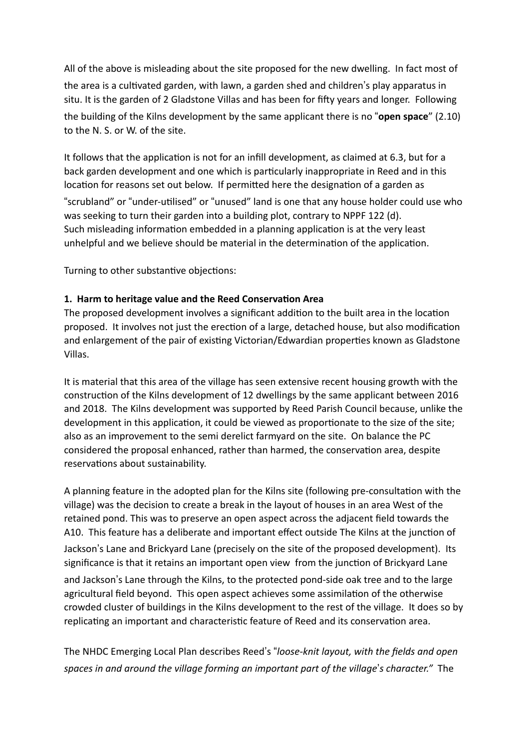All of the above is misleading about the site proposed for the new dwelling. In fact most of the area is a cultivated garden, with lawn, a garden shed and children's play apparatus in situ. It is the garden of 2 Gladstone Villas and has been for fifty years and longer. Following the building of the Kilns development by the same applicant there is no "**open space**" (2.10) to the N. S. or W. of the site.

It follows that the application is not for an infill development, as claimed at 6.3, but for a back garden development and one which is particularly inappropriate in Reed and in this location for reasons set out below. If permitted here the designation of a garden as "scrubland" or "under-utilised" or "unused" land is one that any house holder could use who was seeking to turn their garden into a building plot, contrary to NPPF 122 (d).
Such misleading information embedded in a planning application is at the very least unhelpful and we believe should be material in the determination of the application.

Turning to other substantive objections:

**1. Harm to heritage value and the Reed Conservation Area**

The proposed development involves a significant addition to the built area in the location proposed. It involves not just the erection of a large, detached house, but also modification and enlargement of the pair of existing Victorian/Edwardian properties known as Gladstone Villas.

It is material that this area of the village has seen extensive recent housing growth with the construction of the Kilns development of 12 dwellings by the same applicant between 2016 and 2018. The Kilns development was supported by Reed Parish Council because, unlike the development in this application, it could be viewed as proportionate to the size of the site; also as an improvement to the semi derelict farmyard on the site. On balance the PC considered the proposal enhanced, rather than harmed, the conservation area, despite reservations about sustainability.

A planning feature in the adopted plan for the Kilns site (following pre-consultation with the village) was the decision to create a break in the layout of houses in an area West of the retained pond. This was to preserve an open aspect across the adjacent field towards the A10. This feature has a deliberate and important effect outside The Kilns at the junction of Jackson's Lane and Brickyard Lane (precisely on the site of the proposed development). Its significance is that it retains an important open view from the junction of Brickyard Lane and Jackson's Lane through the Kilns, to the protected pond-side oak tree and to the large agricultural field beyond. This open aspect achieves some assimilation of the otherwise crowded cluster of buildings in the Kilns development to the rest of the village. It does so by replicating an important and characteristic feature of Reed and its conservation area.

The NHDC Emerging Local Plan describes Reed's "*loose-knit layout, with the fields and open spaces in and around the village forming an important part of the village's character.*" The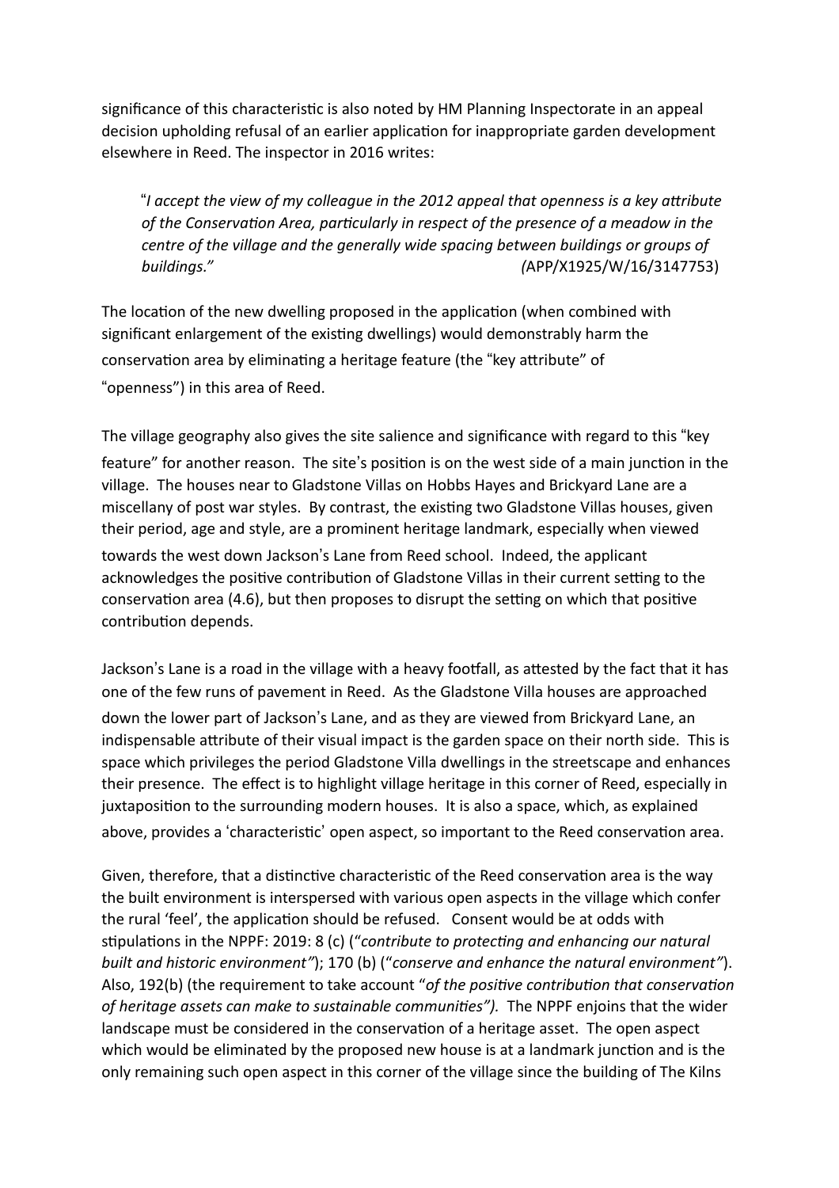significance of this characteristic is also noted by HM Planning Inspectorate in an appeal decision upholding refusal of an earlier application for inappropriate garden development elsewhere in Reed. The inspector in 2016 writes:

> "*I accept the view of my colleague in the 2012 appeal that openness is a key attribute of the Conservation Area, particularly in respect of the presence of a meadow in the centre of the village and the generally wide spacing between buildings or groups of buildings."* (APP/X1925/W/16/3147753)

The location of the new dwelling proposed in the application (when combined with significant enlargement of the existing dwellings) would demonstrably harm the conservation area by eliminating a heritage feature (the "key attribute" of "openness") in this area of Reed.

The village geography also gives the site salience and significance with regard to this "key feature" for another reason. The site's position is on the west side of a main junction in the village. The houses near to Gladstone Villas on Hobbs Hayes and Brickyard Lane are a miscellany of post war styles. By contrast, the existing two Gladstone Villas houses, given their period, age and style, are a prominent heritage landmark, especially when viewed towards the west down Jackson's Lane from Reed school. Indeed, the applicant acknowledges the positive contribution of Gladstone Villas in their current setting to the conservation area (4.6), but then proposes to disrupt the setting on which that positive contribution depends.

Jackson's Lane is a road in the village with a heavy footfall, as attested by the fact that it has one of the few runs of pavement in Reed. As the Gladstone Villa houses are approached down the lower part of Jackson's Lane, and as they are viewed from Brickyard Lane, an indispensable attribute of their visual impact is the garden space on their north side. This is space which privileges the period Gladstone Villa dwellings in the streetscape and enhances their presence. The effect is to highlight village heritage in this corner of Reed, especially in juxtaposition to the surrounding modern houses. It is also a space, which, as explained above, provides a 'characteristic' open aspect, so important to the Reed conservation area.

Given, therefore, that a distinctive characteristic of the Reed conservation area is the way the built environment is interspersed with various open aspects in the village which confer the rural 'feel', the application should be refused. Consent would be at odds with stipulations in the NPPF: 2019: 8 (c) ("*contribute to protecting and enhancing our natural built and historic environment"*); 170 (b) ("*conserve and enhance the natural environment"*). Also, 192(b) (the requirement to take account "*of the positive contribution that conservation of heritage assets can make to sustainable communities").* The NPPF enjoins that the wider landscape must be considered in the conservation of a heritage asset. The open aspect which would be eliminated by the proposed new house is at a landmark junction and is the only remaining such open aspect in this corner of the village since the building of The Kilns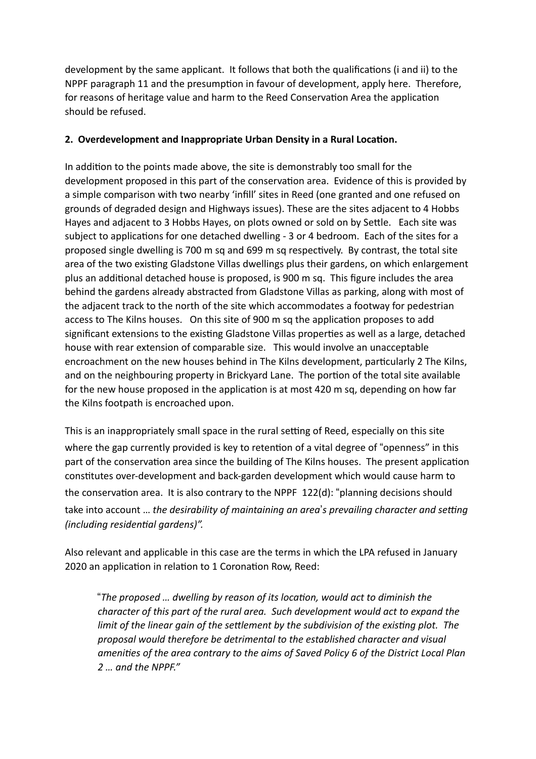development by the same applicant. It follows that both the qualifications (i and ii) to the NPPF paragraph 11 and the presumption in favour of development, apply here. Therefore, for reasons of heritage value and harm to the Reed Conservation Area the application should be refused.

**2. Overdevelopment and Inappropriate Urban Density in a Rural Location.**

In addition to the points made above, the site is demonstrably too small for the development proposed in this part of the conservation area. Evidence of this is provided by a simple comparison with two nearby 'infill' sites in Reed (one granted and one refused on grounds of degraded design and Highways issues). These are the sites adjacent to 4 Hobbs Hayes and adjacent to 3 Hobbs Hayes, on plots owned or sold on by Settle. Each site was subject to applications for one detached dwelling - 3 or 4 bedroom. Each of the sites for a proposed single dwelling is 700 m sq and 699 m sq respectively. By contrast, the total site area of the two existing Gladstone Villas dwellings plus their gardens, on which enlargement plus an additional detached house is proposed, is 900 m sq. This figure includes the area behind the gardens already abstracted from Gladstone Villas as parking, along with most of the adjacent track to the north of the site which accommodates a footway for pedestrian access to The Kilns houses. On this site of 900 m sq the application proposes to add significant extensions to the existing Gladstone Villas properties as well as a large, detached house with rear extension of comparable size. This would involve an unacceptable encroachment on the new houses behind in The Kilns development, particularly 2 The Kilns, and on the neighbouring property in Brickyard Lane. The portion of the total site available for the new house proposed in the application is at most 420 m sq, depending on how far the Kilns footpath is encroached upon.

This is an inappropriately small space in the rural setting of Reed, especially on this site where the gap currently provided is key to retention of a vital degree of "openness" in this part of the conservation area since the building of The Kilns houses. The present application constitutes over-development and back-garden development which would cause harm to the conservation area. It is also contrary to the NPPF 122(d): "planning decisions should take into account … *the desirability of maintaining an area's prevailing character and setting (including residential gardens)".*

Also relevant and applicable in this case are the terms in which the LPA refused in January 2020 an application in relation to 1 Coronation Row, Reed:

> "*The proposed … dwelling by reason of its location, would act to diminish the character of this part of the rural area. Such development would act to expand the limit of the linear gain of the settlement by the subdivision of the existing plot. The proposal would therefore be detrimental to the established character and visual amenities of the area contrary to the aims of Saved Policy 6 of the District Local Plan 2 … and the NPPF."*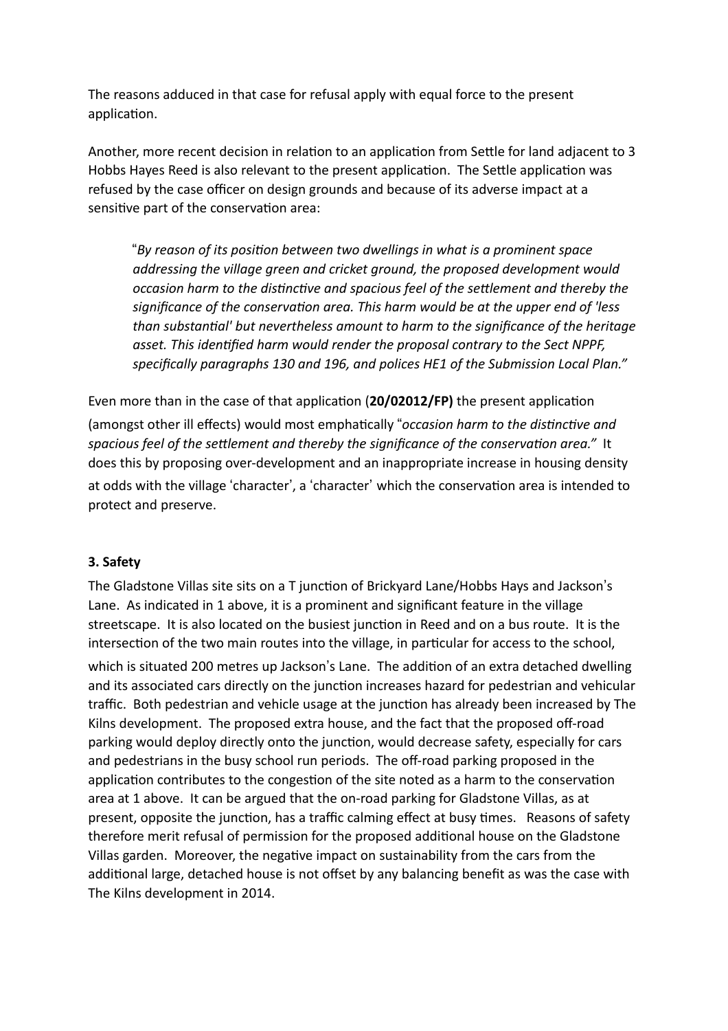The reasons adduced in that case for refusal apply with equal force to the present application.

Another, more recent decision in relation to an application from Settle for land adjacent to 3 Hobbs Hayes Reed is also relevant to the present application. The Settle application was refused by the case officer on design grounds and because of its adverse impact at a sensitive part of the conservation area:

> "*By reason of its position between two dwellings in what is a prominent space addressing the village green and cricket ground, the proposed development would occasion harm to the distinctive and spacious feel of the settlement and thereby the significance of the conservation area. This harm would be at the upper end of 'less than substantial' but nevertheless amount to harm to the significance of the heritage asset. This identified harm would render the proposal contrary to the Sect NPPF, specifically paragraphs 130 and 196, and polices HE1 of the Submission Local Plan."*

Even more than in the case of that application (**20/02012/FP)** the present application (amongst other ill effects) would most emphatically "*occasion harm to the distinctive and spacious feel of the settlement and thereby the significance of the conservation area."* It does this by proposing over-development and an inappropriate increase in housing density at odds with the village 'character', a 'character' which the conservation area is intended to protect and preserve.

**3. Safety**

The Gladstone Villas site sits on a T junction of Brickyard Lane/Hobbs Hays and Jackson's Lane. As indicated in 1 above, it is a prominent and significant feature in the village streetscape. It is also located on the busiest junction in Reed and on a bus route. It is the intersection of the two main routes into the village, in particular for access to the school, which is situated 200 metres up Jackson's Lane. The addition of an extra detached dwelling and its associated cars directly on the junction increases hazard for pedestrian and vehicular traffic. Both pedestrian and vehicle usage at the junction has already been increased by The Kilns development. The proposed extra house, and the fact that the proposed off-road parking would deploy directly onto the junction, would decrease safety, especially for cars and pedestrians in the busy school run periods. The off-road parking proposed in the application contributes to the congestion of the site noted as a harm to the conservation area at 1 above. It can be argued that the on-road parking for Gladstone Villas, as at present, opposite the junction, has a traffic calming effect at busy times. Reasons of safety therefore merit refusal of permission for the proposed additional house on the Gladstone Villas garden. Moreover, the negative impact on sustainability from the cars from the additional large, detached house is not offset by any balancing benefit as was the case with The Kilns development in 2014.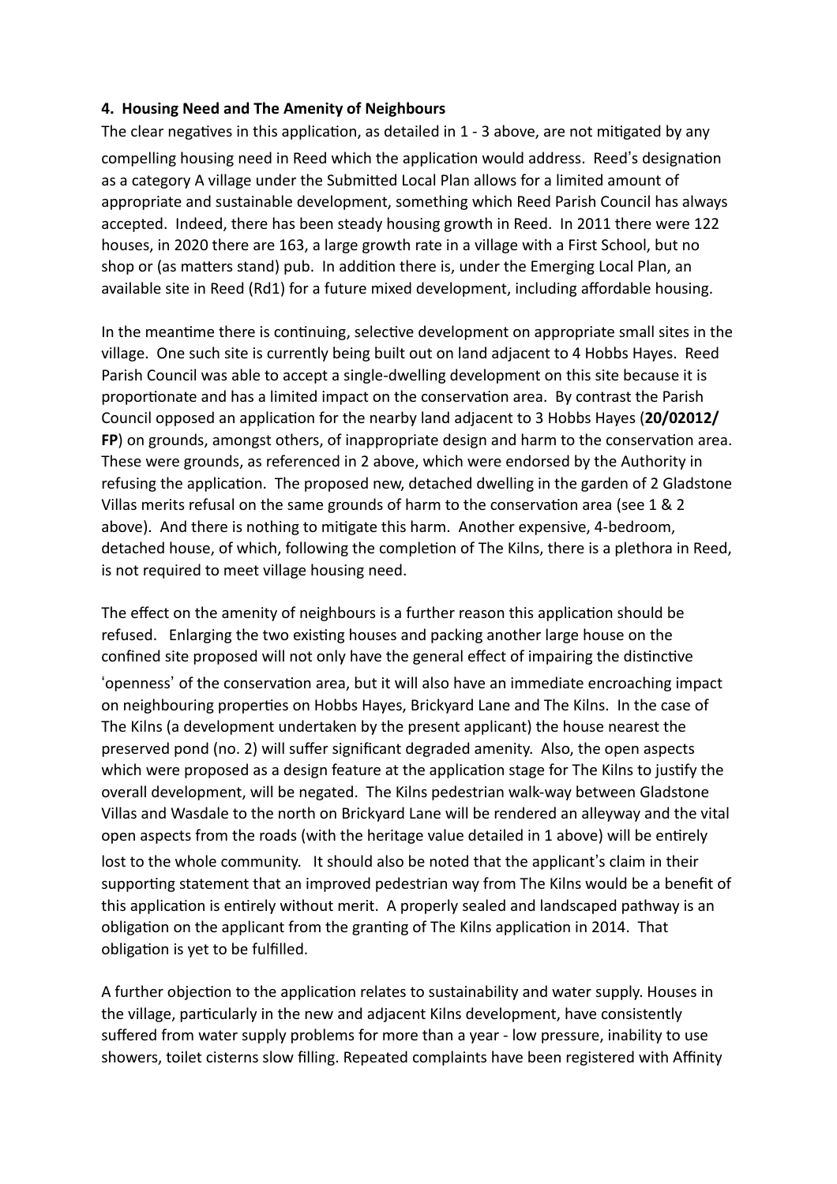**4. Housing Need and The Amenity of Neighbours**

The clear negatives in this application, as detailed in 1 - 3 above, are not mitigated by any compelling housing need in Reed which the application would address. Reed's designation as a category A village under the Submitted Local Plan allows for a limited amount of appropriate and sustainable development, something which Reed Parish Council has always accepted. Indeed, there has been steady housing growth in Reed. In 2011 there were 122 houses, in 2020 there are 163, a large growth rate in a village with a First School, but no shop or (as matters stand) pub. In addition there is, under the Emerging Local Plan, an available site in Reed (Rd1) for a future mixed development, including affordable housing.

In the meantime there is continuing, selective development on appropriate small sites in the village. One such site is currently being built out on land adjacent to 4 Hobbs Hayes. Reed Parish Council was able to accept a single-dwelling development on this site because it is proportionate and has a limited impact on the conservation area. By contrast the Parish Council opposed an application for the nearby land adjacent to 3 Hobbs Hayes (**20/02012/FP**) on grounds, amongst others, of inappropriate design and harm to the conservation area. These were grounds, as referenced in 2 above, which were endorsed by the Authority in refusing the application. The proposed new, detached dwelling in the garden of 2 Gladstone Villas merits refusal on the same grounds of harm to the conservation area (see 1 & 2 above). And there is nothing to mitigate this harm. Another expensive, 4-bedroom, detached house, of which, following the completion of The Kilns, there is a plethora in Reed, is not required to meet village housing need.

The effect on the amenity of neighbours is a further reason this application should be refused. Enlarging the two existing houses and packing another large house on the confined site proposed will not only have the general effect of impairing the distinctive 'openness' of the conservation area, but it will also have an immediate encroaching impact on neighbouring properties on Hobbs Hayes, Brickyard Lane and The Kilns. In the case of The Kilns (a development undertaken by the present applicant) the house nearest the preserved pond (no. 2) will suffer significant degraded amenity. Also, the open aspects which were proposed as a design feature at the application stage for The Kilns to justify the overall development, will be negated. The Kilns pedestrian walk-way between Gladstone Villas and Wasdale to the north on Brickyard Lane will be rendered an alleyway and the vital open aspects from the roads (with the heritage value detailed in 1 above) will be entirely lost to the whole community. It should also be noted that the applicant's claim in their supporting statement that an improved pedestrian way from The Kilns would be a benefit of this application is entirely without merit. A properly sealed and landscaped pathway is an obligation on the applicant from the granting of The Kilns application in 2014. That obligation is yet to be fulfilled.

A further objection to the application relates to sustainability and water supply. Houses in the village, particularly in the new and adjacent Kilns development, have consistently suffered from water supply problems for more than a year - low pressure, inability to use showers, toilet cisterns slow filling. Repeated complaints have been registered with Affinity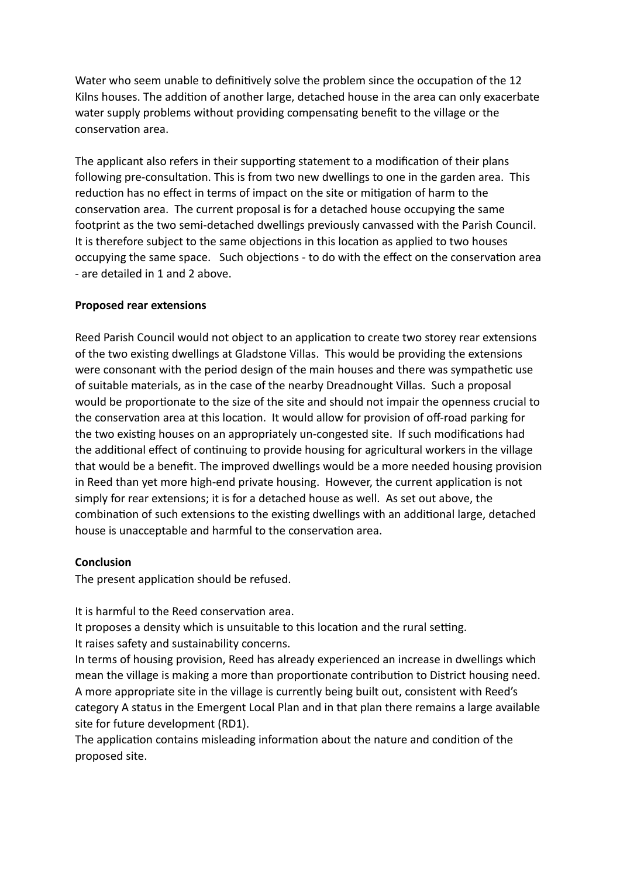Water who seem unable to definitively solve the problem since the occupation of the 12 Kilns houses. The addition of another large, detached house in the area can only exacerbate water supply problems without providing compensating benefit to the village or the conservation area.

The applicant also refers in their supporting statement to a modification of their plans following pre-consultation. This is from two new dwellings to one in the garden area. This reduction has no effect in terms of impact on the site or mitigation of harm to the conservation area. The current proposal is for a detached house occupying the same footprint as the two semi-detached dwellings previously canvassed with the Parish Council. It is therefore subject to the same objections in this location as applied to two houses occupying the same space. Such objections - to do with the effect on the conservation area - are detailed in 1 and 2 above.

**Proposed rear extensions**

Reed Parish Council would not object to an application to create two storey rear extensions of the two existing dwellings at Gladstone Villas. This would be providing the extensions were consonant with the period design of the main houses and there was sympathetic use of suitable materials, as in the case of the nearby Dreadnought Villas. Such a proposal would be proportionate to the size of the site and should not impair the openness crucial to the conservation area at this location. It would allow for provision of off-road parking for the two existing houses on an appropriately un-congested site. If such modifications had the additional effect of continuing to provide housing for agricultural workers in the village that would be a benefit. The improved dwellings would be a more needed housing provision in Reed than yet more high-end private housing. However, the current application is not simply for rear extensions; it is for a detached house as well. As set out above, the combination of such extensions to the existing dwellings with an additional large, detached house is unacceptable and harmful to the conservation area.

**Conclusion**

The present application should be refused.

It is harmful to the Reed conservation area.
It proposes a density which is unsuitable to this location and the rural setting.
It raises safety and sustainability concerns.
In terms of housing provision, Reed has already experienced an increase in dwellings which mean the village is making a more than proportionate contribution to District housing need. A more appropriate site in the village is currently being built out, consistent with Reed's category A status in the Emergent Local Plan and in that plan there remains a large available site for future development (RD1).
The application contains misleading information about the nature and condition of the proposed site.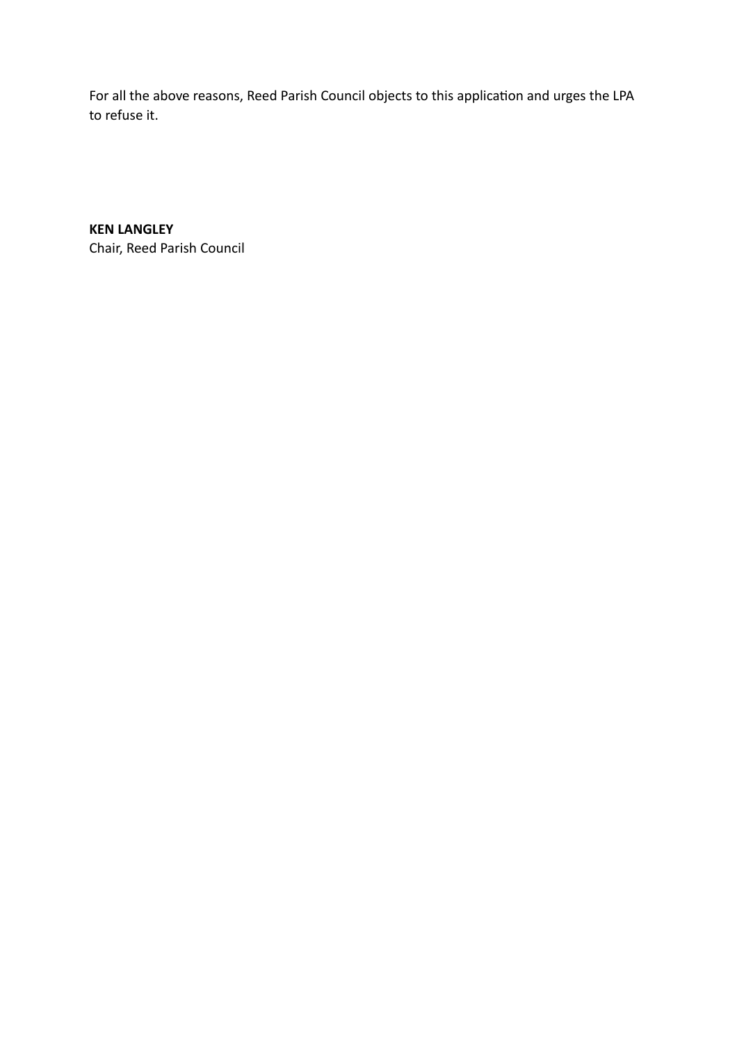For all the above reasons, Reed Parish Council objects to this application and urges the LPA to refuse it.

**KEN LANGLEY**
Chair, Reed Parish Council